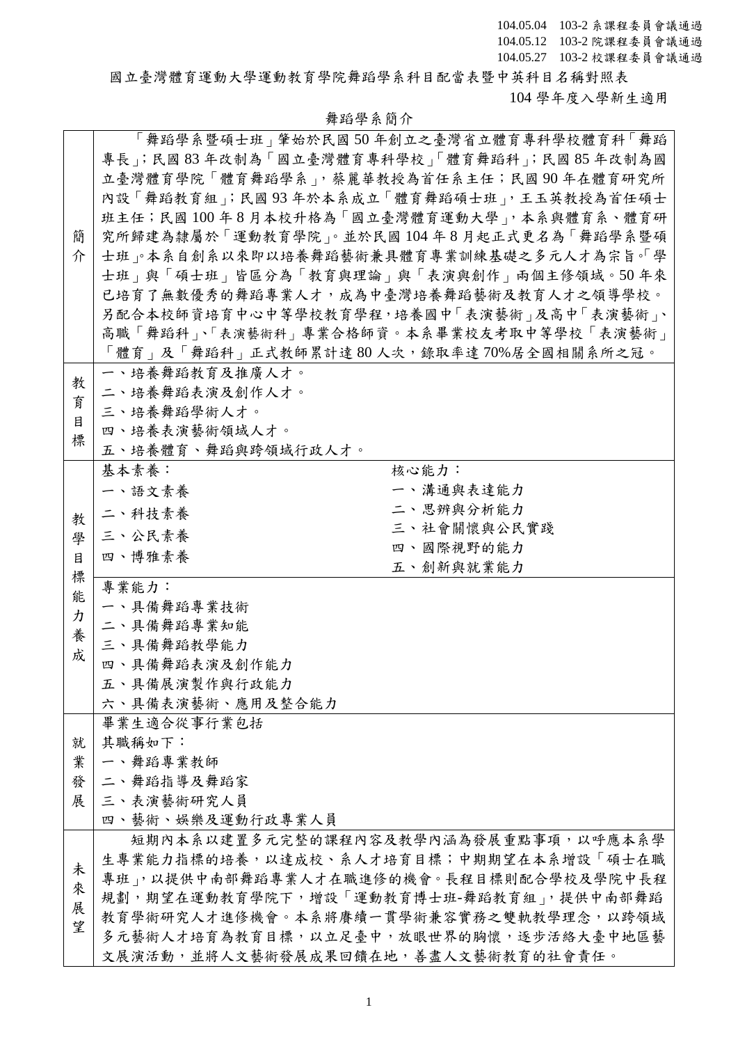104.05.04 103-2 系課程委員會議通過
104.05.12 103-2 院課程委員會議通過
104.05.27 103-2 校課程委員會議通過

# 國立臺灣體育運動大學運動教育學院舞蹈學系科目配當表暨中英科目名稱對照表

104 學年度入學新生適用

## 舞蹈學系簡介

| | | |
|---|---|---|
| 簡介 | 「舞蹈學系暨碩士班」肇始於民國 50 年創立之臺灣省立體育專科學校體育科「舞蹈專長」；民國 83 年改制為「國立臺灣體育專科學校」「體育舞蹈科」；民國 85 年改制為國立臺灣體育學院「體育舞蹈學系」，蔡麗華教授為首任系主任；民國 90 年在體育研究所內設「舞蹈教育組」；民國 93 年於本系成立「體育舞蹈碩士班」，王玉英教授為首任碩士班主任；民國 100 年 8 月本校升格為「國立臺灣體育運動大學」，本系與體育系、體育研究所歸建為隸屬於「運動教育學院」。並於民國 104 年 8 月起正式更名為「舞蹈學系暨碩士班」。本系自創系以來即以培養舞蹈藝術兼具體育專業訓練基礎之多元人才為宗旨。「學士班」與「碩士班」皆區分為「教育與理論」與「表演與創作」兩個主修領域。50 年來已培育了無數優秀的舞蹈專業人才，成為中臺灣培養舞蹈藝術及教育人才之領導學校。另配合本校師資培育中心中等學校教育學程，培養國中「表演藝術」及高中「表演藝術」、高職「舞蹈科」、「表演藝術科」專業合格師資。本系畢業校友考取中等學校「表演藝術」「體育」及「舞蹈科」正式教師累計達 80 人次，錄取率達 70%居全國相關系所之冠。 | |
| 教育目標 | 一、培養舞蹈教育及推廣人才。<br>二、培養舞蹈表演及創作人才。<br>三、培養舞蹈學術人才。<br>四、培養表演藝術領域人才。<br>五、培養體育、舞蹈與跨領域行政人才。 | |
| 教學目標能力養成 | 基本素養：<br>一、語文素養<br>二、科技素養<br>三、公民素養<br>四、博雅素養 | 核心能力：<br>一、溝通與表達能力<br>二、思辨與分析能力<br>三、社會關懷與公民實踐<br>四、國際視野的能力<br>五、創新與就業能力 |
| | 專業能力：<br>一、具備舞蹈專業技術<br>二、具備舞蹈專業知能<br>三、具備舞蹈教學能力<br>四、具備舞蹈表演及創作能力<br>五、具備展演製作與行政能力<br>六、具備表演藝術、應用及整合能力 | |
| 就業發展 | 畢業生適合從事行業包括<br>其職稱如下：<br>一、舞蹈專業教師<br>二、舞蹈指導及舞蹈家<br>三、表演藝術研究人員<br>四、藝術、娛樂及運動行政專業人員 | |
| 未來展望 | 短期內本系以建置多元完整的課程內容及教學內涵為發展重點事項，以呼應本系學生專業能力指標的培養，以達成校、系人才培育目標；中期期望在本系增設「碩士在職專班」，以提供中南部舞蹈專業人才在職進修的機會。長程目標則配合學校及學院中長程規劃，期望在運動教育學院下，增設「運動教育博士班-舞蹈教育組」，提供中南部舞蹈教育學術研究人才進修機會。本系將賡續一貫學術兼容實務之雙軌教學理念，以跨領域多元藝術人才培育為教育目標，以立足臺中，放眼世界的胸懷，逐步活絡大臺中地區藝文展演活動，並將人文藝術發展成果回饋在地，善盡人文藝術教育的社會責任。 | |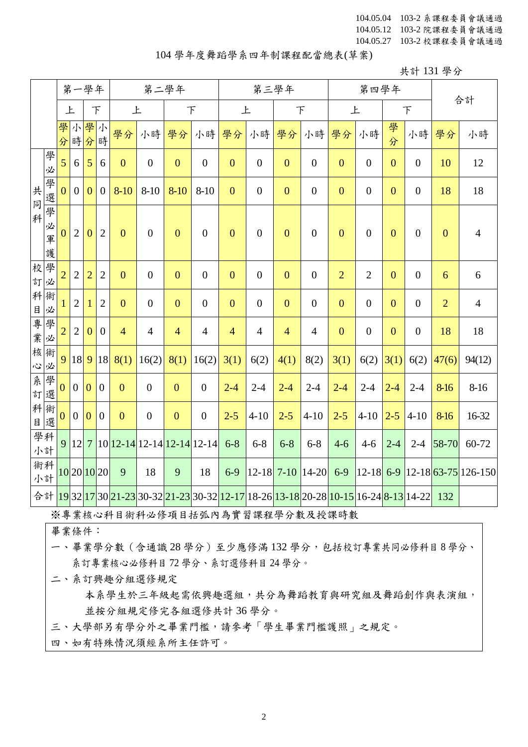104.05.04　103-2 系課程委員會議通過
104.05.12　103-2 院課程委員會議通過
104.05.27　103-2 校課程委員會議通過

104 學年度舞蹈學系四年制課程配當總表(草案)

共計 131 學分

| | | 第一學年 | | | | 第二學年 | | | | 第三學年 | | | | 第四學年 | | | | 合計 | |
|---|---|---|---|---|---|---|---|---|---|---|---|---|---|---|---|---|---|---|---|
| | | 上 | | 下 | | 上 | | 下 | | 上 | | 下 | | 上 | | 下 | | | |
| | | 學分 | 小時 | 學分 | 小時 | 學分 | 小時 | 學分 | 小時 | 學分 | 小時 | 學分 | 小時 | 學分 | 小時 | 學分 | 小時 | 學分 | 小時 |
| 共同科 | 學必 | 5 | 6 | 5 | 6 | 0 | 0 | 0 | 0 | 0 | 0 | 0 | 0 | 0 | 0 | 0 | 0 | 10 | 12 |
| | 學選 | 0 | 0 | 0 | 0 | 8-10 | 8-10 | 8-10 | 8-10 | 0 | 0 | 0 | 0 | 0 | 0 | 0 | 0 | 18 | 18 |
| | 學必軍護 | 0 | 2 | 0 | 2 | 0 | 0 | 0 | 0 | 0 | 0 | 0 | 0 | 0 | 0 | 0 | 0 | 0 | 4 |
| 校訂科目 | 學必 | 2 | 2 | 2 | 2 | 0 | 0 | 0 | 0 | 0 | 0 | 0 | 0 | 2 | 2 | 0 | 0 | 6 | 6 |
| | 術必 | 1 | 2 | 1 | 2 | 0 | 0 | 0 | 0 | 0 | 0 | 0 | 0 | 0 | 0 | 0 | 0 | 2 | 4 |
| 專業核心 | 學必 | 2 | 2 | 0 | 0 | 4 | 4 | 4 | 4 | 4 | 4 | 4 | 4 | 0 | 0 | 0 | 0 | 18 | 18 |
| | 術必 | 9 | 18 | 9 | 18 | 8(1) | 16(2) | 8(1) | 16(2) | 3(1) | 6(2) | 4(1) | 8(2) | 3(1) | 6(2) | 3(1) | 6(2) | 47(6) | 94(12) |
| 系訂科目 | 學選 | 0 | 0 | 0 | 0 | 0 | 0 | 0 | 0 | 2-4 | 2-4 | 2-4 | 2-4 | 2-4 | 2-4 | 2-4 | 2-4 | 8-16 | 8-16 |
| | 術選 | 0 | 0 | 0 | 0 | 0 | 0 | 0 | 0 | 2-5 | 4-10 | 2-5 | 4-10 | 2-5 | 4-10 | 2-5 | 4-10 | 8-16 | 16-32 |
| 學科小計 | | 9 | 12 | 7 | 10 | 12-14 | 12-14 | 12-14 | 12-14 | 6-8 | 6-8 | 6-8 | 6-8 | 4-6 | 4-6 | 2-4 | 2-4 | 58-70 | 60-72 |
| 術科小計 | | 10 | 20 | 10 | 20 | 9 | 18 | 9 | 18 | 6-9 | 12-18 | 7-10 | 14-20 | 6-9 | 12-18 | 6-9 | 12-18 | 63-75 | 126-150 |
| 合計 | | 19 | 32 | 17 | 30 | 21-23 | 30-32 | 21-23 | 30-32 | 12-17 | 18-26 | 13-18 | 20-28 | 10-15 | 16-24 | 8-13 | 14-22 | 132 | |

※專業核心科目術科必修項目括弧內為實習課程學分數及授課時數

畢業條件：

一、畢業學分數（含通識 28 學分）至少應修滿 132 學分，包括校訂專業共同必修科目 8 學分、系訂專業核心必修科目 72 學分、系訂選修科目 24 學分。

二、系訂興趣分組選修規定

本系學生於三年級起需依興趣選組，共分為舞蹈教育與研究組及舞蹈創作與表演組，並按分組規定修完各組選修共計 36 學分。

三、大學部另有學分外之畢業門檻，請參考「學生畢業門檻護照」之規定。

四、如有特殊情況須經系所主任許可。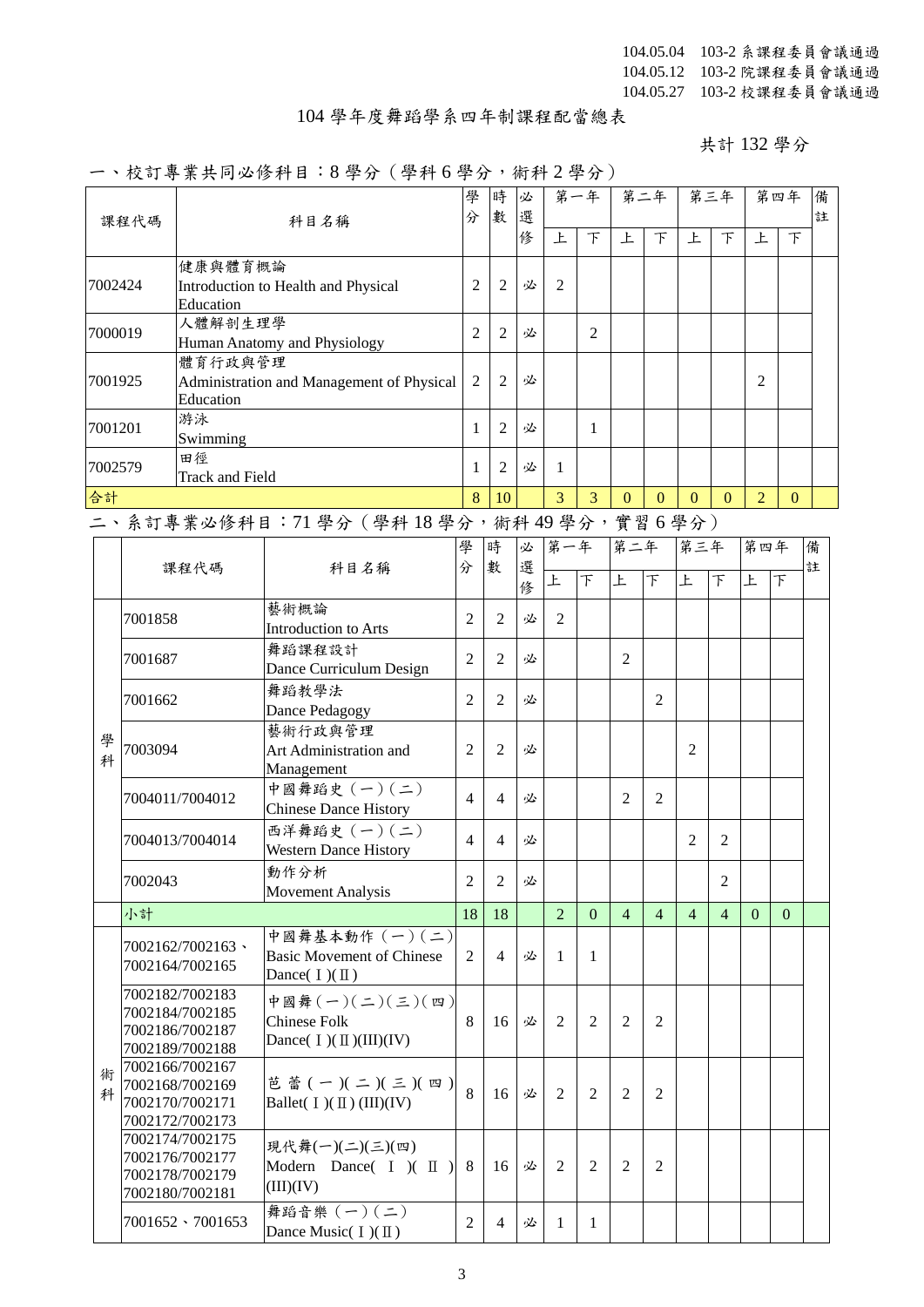104.05.04　103-2 系課程委員會議通過
104.05.12　103-2 院課程委員會議通過
104.05.27　103-2 校課程委員會議通過

# 104 學年度舞蹈學系四年制課程配當總表

共計 132 學分

## 一、校訂專業共同必修科目：8 學分（學科 6 學分，術科 2 學分）

| 課程代碼 | 科目名稱 | 學分 | 時數 | 必選修 | 第一年上 | 第一年下 | 第二年上 | 第二年下 | 第三年上 | 第三年下 | 第四年上 | 第四年下 | 備註 |
|---|---|---|---|---|---|---|---|---|---|---|---|---|---|
| 7002424 | 健康與體育概論<br>Introduction to Health and Physical Education | 2 | 2 | 必 | 2 | | | | | | | | |
| 7000019 | 人體解剖生理學<br>Human Anatomy and Physiology | 2 | 2 | 必 | | 2 | | | | | | | |
| 7001925 | 體育行政與管理<br>Administration and Management of Physical Education | 2 | 2 | 必 | | | | | | | 2 | | |
| 7001201 | 游泳<br>Swimming | 1 | 2 | 必 | | 1 | | | | | | | |
| 7002579 | 田徑<br>Track and Field | 1 | 2 | 必 | 1 | | | | | | | | |
| 合計 | | 8 | 10 | | 3 | 3 | 0 | 0 | 0 | 0 | 2 | 0 | |

## 二、系訂專業必修科目：71 學分（學科 18 學分，術科 49 學分，實習 6 學分）

| | 課程代碼 | 科目名稱 | 學分 | 時數 | 必選修 | 第一年上 | 第一年下 | 第二年上 | 第二年下 | 第三年上 | 第三年下 | 第四年上 | 第四年下 | 備註 |
|---|---|---|---|---|---|---|---|---|---|---|---|---|---|---|
| 學科 | 7001858 | 藝術概論<br>Introduction to Arts | 2 | 2 | 必 | 2 | | | | | | | | |
| 學科 | 7001687 | 舞蹈課程設計<br>Dance Curriculum Design | 2 | 2 | 必 | | | 2 | | | | | | |
| 學科 | 7001662 | 舞蹈教學法<br>Dance Pedagogy | 2 | 2 | 必 | | | | 2 | | | | | |
| 學科 | 7003094 | 藝術行政與管理<br>Art Administration and Management | 2 | 2 | 必 | | | | | 2 | | | | |
| 學科 | 7004011/7004012 | 中國舞蹈史（一）（二）<br>Chinese Dance History | 4 | 4 | 必 | | | 2 | 2 | | | | | |
| 學科 | 7004013/7004014 | 西洋舞蹈史（一）（二）<br>Western Dance History | 4 | 4 | 必 | | | | | 2 | 2 | | | |
| 學科 | 7002043 | 動作分析<br>Movement Analysis | 2 | 2 | 必 | | | | | | 2 | | | |
| | 小計 | | 18 | 18 | | 2 | 0 | 4 | 4 | 4 | 4 | 0 | 0 | |
| 術科 | 7002162/7002163、7002164/7002165 | 中國舞基本動作（一）（二）<br>Basic Movement of Chinese Dance( I )( II ) | 2 | 4 | 必 | 1 | 1 | | | | | | | |
| 術科 | 7002182/7002183<br>7002184/7002185<br>7002186/7002187<br>7002189/7002188 | 中國舞（一）（二）（三）（四）<br>Chinese Folk Dance( I )( II )(III)(IV) | 8 | 16 | 必 | 2 | 2 | 2 | 2 | | | | | |
| 術科 | 7002166/7002167<br>7002168/7002169<br>7002170/7002171<br>7002172/7002173 | 芭蕾（一）（二）（三）（四）<br>Ballet( I )( II ) (III)(IV) | 8 | 16 | 必 | 2 | 2 | 2 | 2 | | | | | |
| 術科 | 7002174/7002175<br>7002176/7002177<br>7002178/7002179<br>7002180/7002181 | 現代舞(一)(二)(三)(四)<br>Modern Dance( I )( II ) (III)(IV) | 8 | 16 | 必 | 2 | 2 | 2 | 2 | | | | | |
| 術科 | 7001652、7001653 | 舞蹈音樂（一）（二）<br>Dance Music( I )( II ) | 2 | 4 | 必 | 1 | 1 | | | | | | | |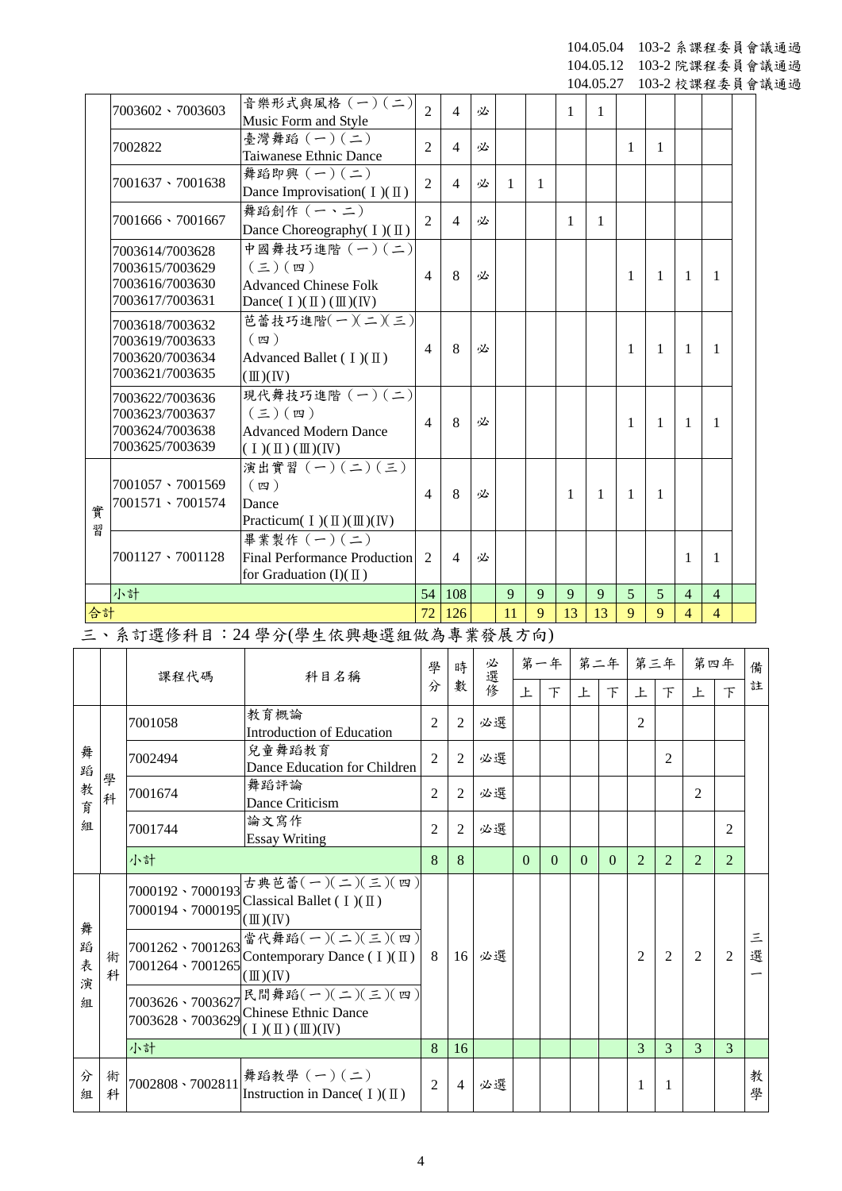104.05.04 103-2 系課程委員會議通過
104.05.12 103-2 院課程委員會議通過
104.05.27 103-2 校課程委員會議通過

| | 課程代碼 | 科目名稱 | 學分 | 時數 | 必選修 | 第一年上 | 第一年下 | 第二年上 | 第二年下 | 第三年上 | 第三年下 | 第四年上 | 第四年下 | 備註 |
|---|---|---|---|---|---|---|---|---|---|---|---|---|---|---|
| | 7003602、7003603 | 音樂形式與風格（一）（二）<br>Music Form and Style | 2 | 4 | 必 | | | 1 | 1 | | | | | |
| | 7002822 | 臺灣舞蹈（一）（二）<br>Taiwanese Ethnic Dance | 2 | 4 | 必 | | | | | 1 | 1 | | | |
| | 7001637、7001638 | 舞蹈即興（一）（二）<br>Dance Improvisation(Ⅰ)(Ⅱ) | 2 | 4 | 必 | 1 | 1 | | | | | | | |
| | 7001666、7001667 | 舞蹈創作（一、二）<br>Dance Choreography(Ⅰ)(Ⅱ) | 2 | 4 | 必 | | | 1 | 1 | | | | | |
| | 7003614/7003628<br>7003615/7003629<br>7003616/7003630<br>7003617/7003631 | 中國舞技巧進階（一）（二）（三）（四）<br>Advanced Chinese Folk Dance(Ⅰ)(Ⅱ)(Ⅲ)(Ⅳ) | 4 | 8 | 必 | | | | | 1 | 1 | 1 | 1 | |
| | 7003618/7003632<br>7003619/7003633<br>7003620/7003634<br>7003621/7003635 | 芭蕾技巧進階(一)(二)(三)（四）<br>Advanced Ballet (Ⅰ)(Ⅱ)(Ⅲ)(Ⅳ) | 4 | 8 | 必 | | | | | 1 | 1 | 1 | 1 | |
| | 7003622/7003636<br>7003623/7003637<br>7003624/7003638<br>7003625/7003639 | 現代舞技巧進階（一）（二）（三）（四）<br>Advanced Modern Dance (Ⅰ)(Ⅱ)(Ⅲ)(Ⅳ) | 4 | 8 | 必 | | | | | 1 | 1 | 1 | 1 | |
| 實習 | 7001057、7001569<br>7001571、7001574 | 演出實習（一）（二）（三）（四）<br>Dance Practicum(Ⅰ)(Ⅱ)(Ⅲ)(Ⅳ) | 4 | 8 | 必 | | | 1 | 1 | 1 | 1 | | | |
| 實習 | 7001127、7001128 | 畢業製作（一）（二）<br>Final Performance Production for Graduation (I)(Ⅱ) | 2 | 4 | 必 | | | | | | | 1 | 1 | |
| | 小計 | | 54 | 108 | | 9 | 9 | 9 | 9 | 5 | 5 | 4 | 4 | |
| 合計 | | | 72 | 126 | | 11 | 9 | 13 | 13 | 9 | 9 | 4 | 4 | |

三、系訂選修科目：24 學分(學生依興趣選組做為專業發展方向)

| | | 課程代碼 | 科目名稱 | 學分 | 時數 | 必選修 | 第一年上 | 第一年下 | 第二年上 | 第二年下 | 第三年上 | 第三年下 | 第四年上 | 第四年下 | 備註 |
|---|---|---|---|---|---|---|---|---|---|---|---|---|---|---|---|
| 舞蹈教育組 | 學科 | 7001058 | 教育概論<br>Introduction of Education | 2 | 2 | 必選 | | | | | 2 | | | | |
| | | 7002494 | 兒童舞蹈教育<br>Dance Education for Children | 2 | 2 | 必選 | | | | | | 2 | | | |
| | | 7001674 | 舞蹈評論<br>Dance Criticism | 2 | 2 | 必選 | | | | | | | 2 | | |
| | | 7001744 | 論文寫作<br>Essay Writing | 2 | 2 | 必選 | | | | | | | | 2 | |
| | | 小計 | | 8 | 8 | | 0 | 0 | 0 | 0 | 2 | 2 | 2 | 2 | |
| 舞蹈表演組 | 術科 | 7000192、7000193<br>7000194、7000195 | 古典芭蕾(一)(二)(三)(四)<br>Classical Ballet (Ⅰ)(Ⅱ)(Ⅲ)(Ⅳ) | 8 | 16 | 必選 | | | | | 2 | 2 | 2 | 2 | 三選一 |
| | | 7001262、7001263<br>7001264、7001265 | 當代舞蹈(一)(二)(三)(四)<br>Contemporary Dance (Ⅰ)(Ⅱ)(Ⅲ)(Ⅳ) | | | | | | | | | | | | |
| | | 7003626、7003627<br>7003628、7003629 | 民間舞蹈(一)(二)(三)(四)<br>Chinese Ethnic Dance (Ⅰ)(Ⅱ)(Ⅲ)(Ⅳ) | | | | | | | | | | | | |
| | | 小計 | | 8 | 16 | | | | | | 3 | 3 | 3 | 3 | |
| 分組 | 術科 | 7002808、7002811 | 舞蹈教學（一）（二）<br>Instruction in Dance(Ⅰ)(Ⅱ) | 2 | 4 | 必選 | | | | | 1 | 1 | | | 教學 |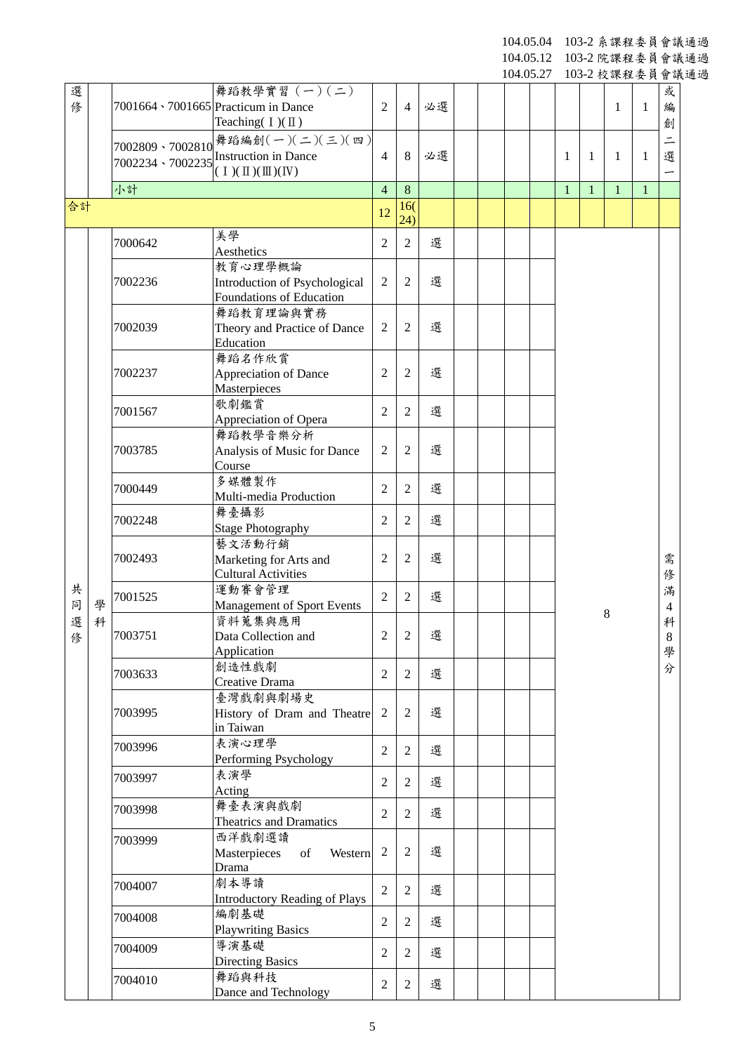104.05.04 103-2 系課程委員會議通過
104.05.12 103-2 院課程委員會議通過
104.05.27 103-2 校課程委員會議通過

| | | | | | | | | | | | | | | | |
|---|---|---|---|---|---|---|---|---|---|---|---|---|---|---|---|
| 選修 | | 7001664、7001665 | 舞蹈教學實習（一）（二） Practicum in Dance Teaching( Ⅰ)(Ⅱ) | 2 | 4 | 必選 | | | | | | | 1 | 1 | 或編創二選一 |
| | | 7002809、7002810 7002234、7002235 | 舞蹈編創(一)(二)(三)(四) Instruction in Dance (Ⅰ)(Ⅱ)(Ⅲ)(Ⅳ) | 4 | 8 | 必選 | | | | | 1 | 1 | 1 | 1 | |
| | | 小計 | | 4 | 8 | | | | | | 1 | 1 | 1 | 1 | |
| 合計 | | | | 12 | 16(24) | | | | | | | | | | |
| 共同選修 | 學科 | 7000642 | 美學 Aesthetics | 2 | 2 | 選 | | | | | 8 | | | | 需修滿4科8學分 |
| | | 7002236 | 教育心理學概論 Introduction of Psychological Foundations of Education | 2 | 2 | 選 | | | | | | | | | |
| | | 7002039 | 舞蹈教育理論與實務 Theory and Practice of Dance Education | 2 | 2 | 選 | | | | | | | | | |
| | | 7002237 | 舞蹈名作欣賞 Appreciation of Dance Masterpieces | 2 | 2 | 選 | | | | | | | | | |
| | | 7001567 | 歌劇鑑賞 Appreciation of Opera | 2 | 2 | 選 | | | | | | | | | |
| | | 7003785 | 舞蹈教學音樂分析 Analysis of Music for Dance Course | 2 | 2 | 選 | | | | | | | | | |
| | | 7000449 | 多媒體製作 Multi-media Production | 2 | 2 | 選 | | | | | | | | | |
| | | 7002248 | 舞臺攝影 Stage Photography | 2 | 2 | 選 | | | | | | | | | |
| | | 7002493 | 藝文活動行銷 Marketing for Arts and Cultural Activities | 2 | 2 | 選 | | | | | | | | | |
| | | 7001525 | 運動賽會管理 Management of Sport Events | 2 | 2 | 選 | | | | | | | | | |
| | | 7003751 | 資料蒐集與應用 Data Collection and Application | 2 | 2 | 選 | | | | | | | | | |
| | | 7003633 | 創造性戲劇 Creative Drama | 2 | 2 | 選 | | | | | | | | | |
| | | 7003995 | 臺灣戲劇與劇場史 History of Dram and Theatre in Taiwan | 2 | 2 | 選 | | | | | | | | | |
| | | 7003996 | 表演心理學 Performing Psychology | 2 | 2 | 選 | | | | | | | | | |
| | | 7003997 | 表演學 Acting | 2 | 2 | 選 | | | | | | | | | |
| | | 7003998 | 舞臺表演與戲劇 Theatrics and Dramatics | 2 | 2 | 選 | | | | | | | | | |
| | | 7003999 | 西洋戲劇選讀 Masterpieces of Western Drama | 2 | 2 | 選 | | | | | | | | | |
| | | 7004007 | 劇本導讀 Introductory Reading of Plays | 2 | 2 | 選 | | | | | | | | | |
| | | 7004008 | 編劇基礎 Playwriting Basics | 2 | 2 | 選 | | | | | | | | | |
| | | 7004009 | 導演基礎 Directing Basics | 2 | 2 | 選 | | | | | | | | | |
| | | 7004010 | 舞蹈與科技 Dance and Technology | 2 | 2 | 選 | | | | | | | | | |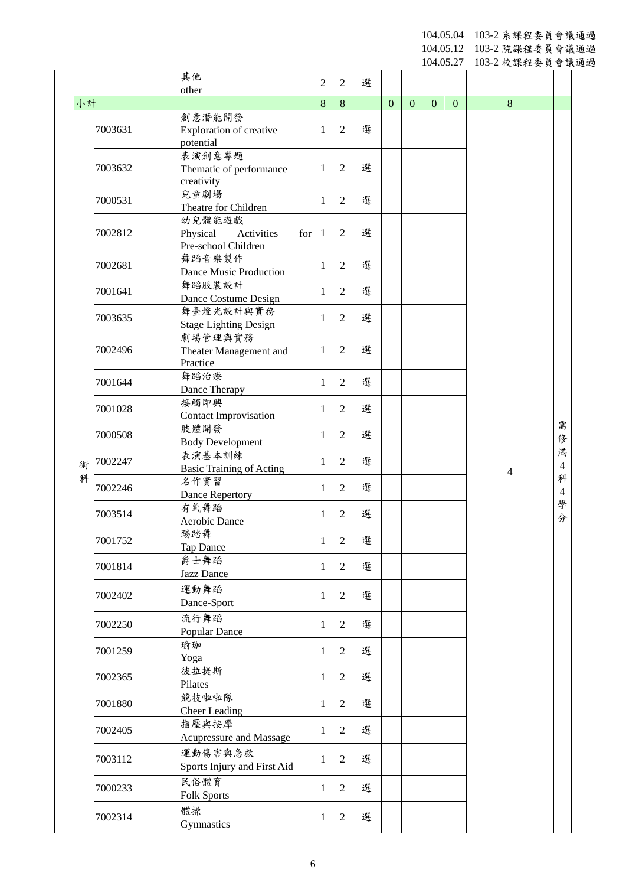104.05.04 103-2 系課程委員會議通過
104.05.12 103-2 院課程委員會議通過
104.05.27 103-2 校課程委員會議通過

| | | | | | | | | | | | |
|---|---|---|---|---|---|---|---|---|---|---|---|
| | | 其他 other | 2 | 2 | 選 | | | | | | |
| 小計 | | | 8 | 8 | | 0 | 0 | 0 | 0 | 8 | |
| 術科 | 7003631 | 創意潛能開發 Exploration of creative potential | 1 | 2 | 選 | | | | | 4 | 需修滿4科4學分 |
| | 7003632 | 表演創意專題 Thematic of performance creativity | 1 | 2 | 選 | | | | | | |
| | 7000531 | 兒童劇場 Theatre for Children | 1 | 2 | 選 | | | | | | |
| | 7002812 | 幼兒體能遊戲 Physical Activities for Pre-school Children | 1 | 2 | 選 | | | | | | |
| | 7002681 | 舞蹈音樂製作 Dance Music Production | 1 | 2 | 選 | | | | | | |
| | 7001641 | 舞蹈服裝設計 Dance Costume Design | 1 | 2 | 選 | | | | | | |
| | 7003635 | 舞臺燈光設計與實務 Stage Lighting Design | 1 | 2 | 選 | | | | | | |
| | 7002496 | 劇場管理與實務 Theater Management and Practice | 1 | 2 | 選 | | | | | | |
| | 7001644 | 舞蹈治療 Dance Therapy | 1 | 2 | 選 | | | | | | |
| | 7001028 | 接觸即興 Contact Improvisation | 1 | 2 | 選 | | | | | | |
| | 7000508 | 肢體開發 Body Development | 1 | 2 | 選 | | | | | | |
| | 7002247 | 表演基本訓練 Basic Training of Acting | 1 | 2 | 選 | | | | | | |
| | 7002246 | 名作實習 Dance Repertory | 1 | 2 | 選 | | | | | | |
| | 7003514 | 有氧舞蹈 Aerobic Dance | 1 | 2 | 選 | | | | | | |
| | 7001752 | 踢踏舞 Tap Dance | 1 | 2 | 選 | | | | | | |
| | 7001814 | 爵士舞蹈 Jazz Dance | 1 | 2 | 選 | | | | | | |
| | 7002402 | 運動舞蹈 Dance-Sport | 1 | 2 | 選 | | | | | | |
| | 7002250 | 流行舞蹈 Popular Dance | 1 | 2 | 選 | | | | | | |
| | 7001259 | 瑜珈 Yoga | 1 | 2 | 選 | | | | | | |
| | 7002365 | 彼拉提斯 Pilates | 1 | 2 | 選 | | | | | | |
| | 7001880 | 競技啦啦隊 Cheer Leading | 1 | 2 | 選 | | | | | | |
| | 7002405 | 指壓與按摩 Acupressure and Massage | 1 | 2 | 選 | | | | | | |
| | 7003112 | 運動傷害與急救 Sports Injury and First Aid | 1 | 2 | 選 | | | | | | |
| | 7000233 | 民俗體育 Folk Sports | 1 | 2 | 選 | | | | | | |
| | 7002314 | 體操 Gymnastics | 1 | 2 | 選 | | | | | | |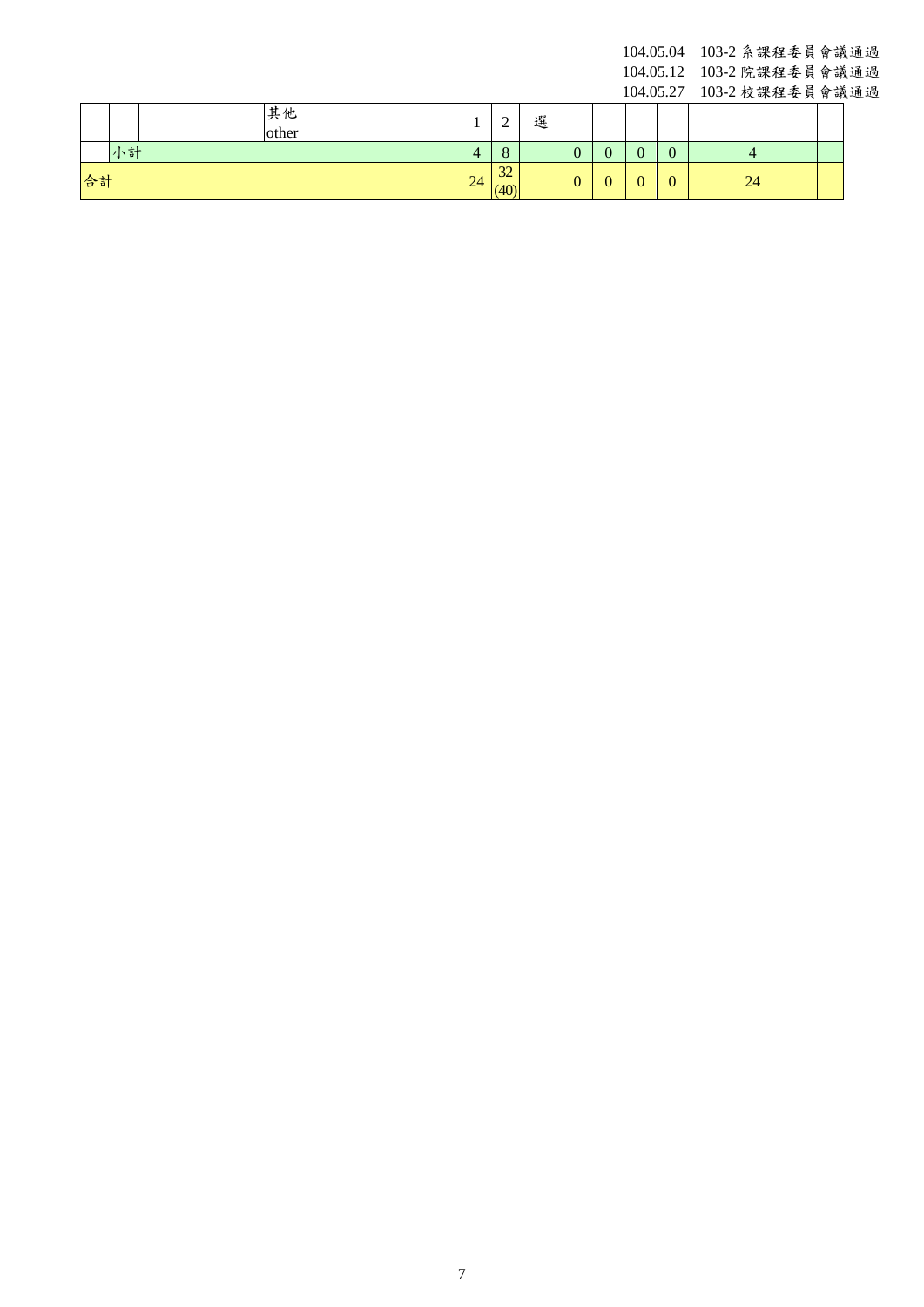104.05.04　103-2 系課程委員會議通過
104.05.12　103-2 院課程委員會議通過
104.05.27　103-2 校課程委員會議通過

| | | | | | | | | | | | | |
|---|---|---|---|---|---|---|---|---|---|---|---|---|
| | | | 其他 other | 1 | 2 | 選 | | | | | | |
| | 小計 | | | 4 | 8 | | 0 | 0 | 0 | 0 | 4 | |
| 合計 | | | | 24 | 32 (40) | | 0 | 0 | 0 | 0 | 24 | |